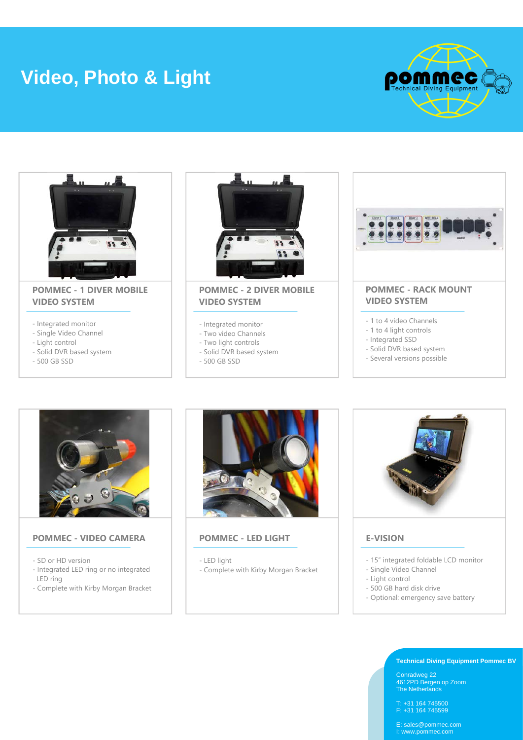# Video, Photo & Light

## POMMEC - 1 DIVER MOBILE VIDEO SYSTEM

- Integrated monitor
- Single Video Channel
- Light control
- Solid DVR based system
- 500 GB SSD

## POMMEC - 2 DIVER MOBILE VIDEO SYSTEM

- Integrated monitor
- Two video Channels
- Two light controls
- Solid DVR based system
- 500 GB SSD

## POMMEC - RACK MOUNT VIDEO SYSTEM

- 1 to 4 video Channels
- 1 to 4 light controls
- Integrated SSD
- Solid DVR based system
- Several versions possible

## POMMEC - VIDEO CAMERA

- SD or HD version
- Integrated LED ring or no integrated LED ring
- Complete with Kirby Morgan Bracket

## POMMEC - LED LIGHT

- LED light
- Complete with Kirby Morgan Bracket

## E-VISION

- 15" integrated foldable LCD monitor
- Single Video Channel
- Light control
- 500 GB hard disk drive
- Optional: emergency save battery

**Technical Diving Equipment Pommec BV**

Conradweg 22
4612PD Bergen op Zoom
The Netherlands

T: +31 164 745500
F: +31 164 745599

E: sales@pommec.com
I: www.pommec.com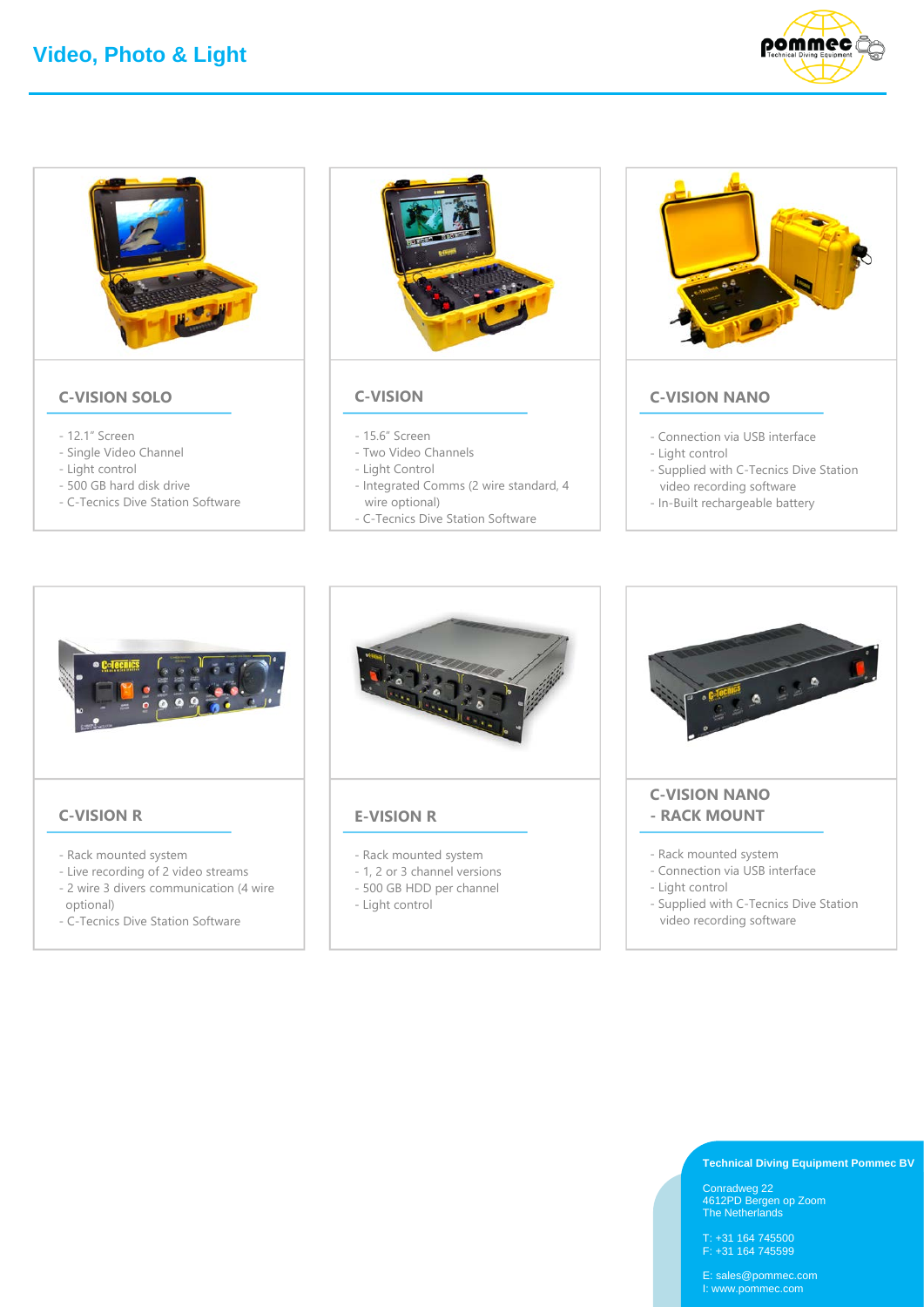# Video, Photo & Light

## C-VISION SOLO

- 12.1" Screen
- Single Video Channel
- Light control
- 500 GB hard disk drive
- C-Tecnics Dive Station Software

## C-VISION

- 15.6" Screen
- Two Video Channels
- Light Control
- Integrated Comms (2 wire standard, 4 wire optional)
- C-Tecnics Dive Station Software

## C-VISION NANO

- Connection via USB interface
- Light control
- Supplied with C-Tecnics Dive Station video recording software
- In-Built rechargeable battery

## C-VISION R

- Rack mounted system
- Live recording of 2 video streams
- 2 wire 3 divers communication (4 wire optional)
- C-Tecnics Dive Station Software

## E-VISION R

- Rack mounted system
- 1, 2 or 3 channel versions
- 500 GB HDD per channel
- Light control

## C-VISION NANO - RACK MOUNT

- Rack mounted system
- Connection via USB interface
- Light control
- Supplied with C-Tecnics Dive Station video recording software

**Technical Diving Equipment Pommec BV**

Conradweg 22
4612PD Bergen op Zoom
The Netherlands

T: +31 164 745500
F: +31 164 745599

E: sales@pommec.com
I: www.pommec.com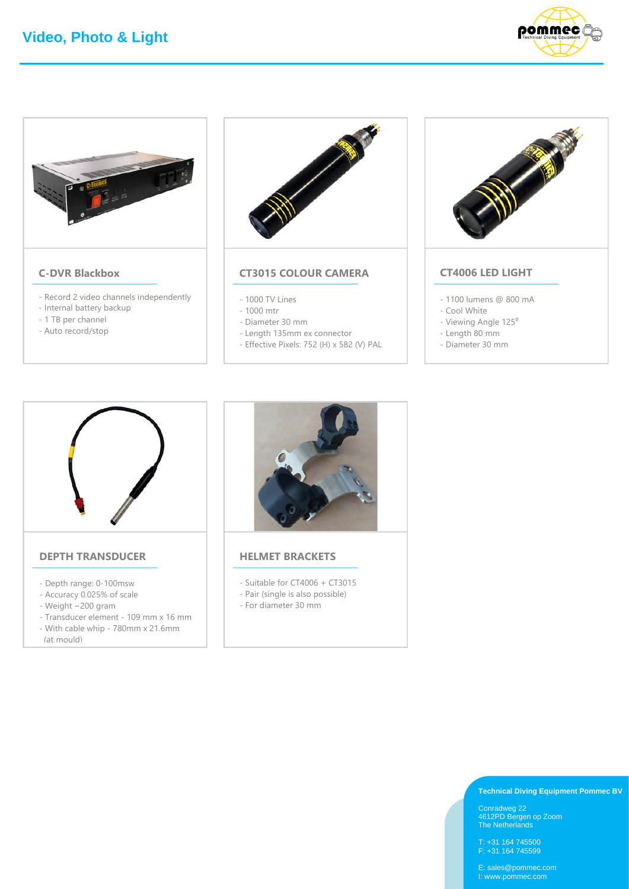# Video, Photo & Light

### C-DVR Blackbox

- Record 2 video channels independently
- Internal battery backup
- 1 TB per channel
- Auto record/stop

### CT3015 COLOUR CAMERA

- 1000 TV Lines
- 1000 mtr
- Diameter 30 mm
- Length 135mm ex connector
- Effective Pixels: 752 (H) x 582 (V) PAL

### CT4006 LED LIGHT

- 1100 lumens @ 800 mA
- Cool White
- Viewing Angle 125°
- Length 80 mm
- Diameter 30 mm

### DEPTH TRANSDUCER

- Depth range: 0-100msw
- Accuracy 0.025% of scale
- Weight ~200 gram
- Transducer element - 109 mm x 16 mm
- With cable whip - 780mm x 21.6mm (at mould)

### HELMET BRACKETS

- Suitable for CT4006 + CT3015
- Pair (single is also possible)
- For diameter 30 mm

**Technical Diving Equipment Pommec BV**

Conradweg 22
4612PD Bergen op Zoom
The Netherlands

T: +31 164 745500
F: +31 164 745599

E: sales@pommec.com
I: www.pommec.com